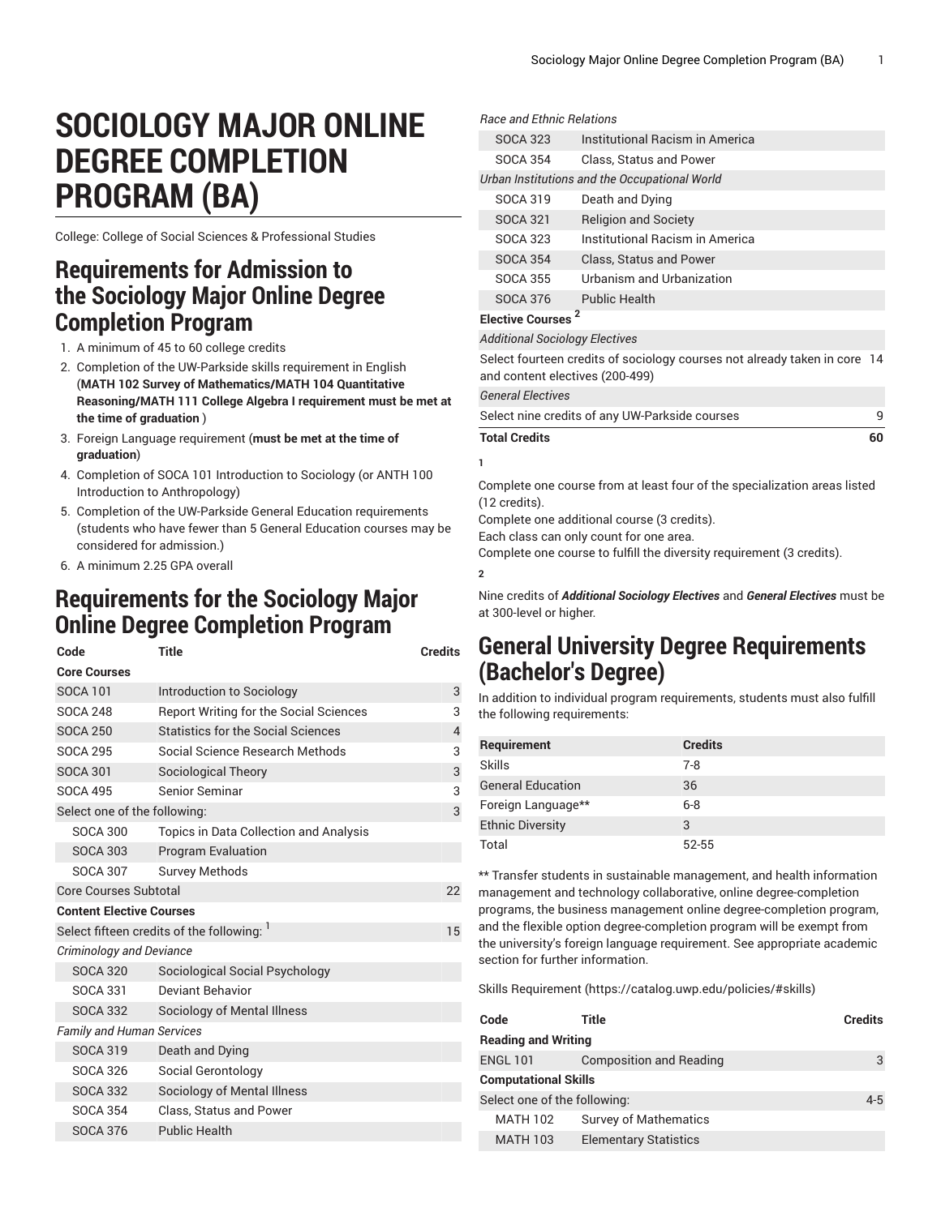# SOCIOLOGY MAJOR ONLINE DEGREE COMPLETION PROGRAM (BA)

College: College of Social Sciences & Professional Studies

## Requirements for Admission to the Sociology Major Online Degree Completion Program

1. A minimum of 45 to 60 college credits
2. Completion of the UW-Parkside skills requirement in English (**MATH 102 Survey of Mathematics/MATH 104 Quantitative Reasoning/MATH 111 College Algebra I requirement must be met at the time of graduation** )
3. Foreign Language requirement (**must be met at the time of graduation**)
4. Completion of SOCA 101 Introduction to Sociology (or ANTH 100 Introduction to Anthropology)
5. Completion of the UW-Parkside General Education requirements (students who have fewer than 5 General Education courses may be considered for admission.)
6. A minimum 2.25 GPA overall

## Requirements for the Sociology Major Online Degree Completion Program

| Code | Title | Credits |
|---|---|---|
| **Core Courses** | | |
| SOCA 101 | Introduction to Sociology | 3 |
| SOCA 248 | Report Writing for the Social Sciences | 3 |
| SOCA 250 | Statistics for the Social Sciences | 4 |
| SOCA 295 | Social Science Research Methods | 3 |
| SOCA 301 | Sociological Theory | 3 |
| SOCA 495 | Senior Seminar | 3 |
| Select one of the following: | | 3 |
| SOCA 300 | Topics in Data Collection and Analysis | |
| SOCA 303 | Program Evaluation | |
| SOCA 307 | Survey Methods | |
| Core Courses Subtotal | | 22 |
| **Content Elective Courses** | | |
| Select fifteen credits of the following: [1] | | 15 |
| *Criminology and Deviance* | | |
| SOCA 320 | Sociological Social Psychology | |
| SOCA 331 | Deviant Behavior | |
| SOCA 332 | Sociology of Mental Illness | |
| *Family and Human Services* | | |
| SOCA 319 | Death and Dying | |
| SOCA 326 | Social Gerontology | |
| SOCA 332 | Sociology of Mental Illness | |
| SOCA 354 | Class, Status and Power | |
| SOCA 376 | Public Health | |
| *Race and Ethnic Relations* | | |
| SOCA 323 | Institutional Racism in America | |
| SOCA 354 | Class, Status and Power | |
| *Urban Institutions and the Occupational World* | | |
| SOCA 319 | Death and Dying | |
| SOCA 321 | Religion and Society | |
| SOCA 323 | Institutional Racism in America | |
| SOCA 354 | Class, Status and Power | |
| SOCA 355 | Urbanism and Urbanization | |
| SOCA 376 | Public Health | |
| **Elective Courses [2]** | | |
| *Additional Sociology Electives* | | |
| Select fourteen credits of sociology courses not already taken in core and content electives (200-499) | | 14 |
| *General Electives* | | |
| Select nine credits of any UW-Parkside courses | | 9 |
| **Total Credits** | | **60** |

**1**

Complete one course from at least four of the specialization areas listed (12 credits).
Complete one additional course (3 credits).
Each class can only count for one area.
Complete one course to fulfill the diversity requirement (3 credits).

**2**

Nine credits of ***Additional Sociology Electives*** and ***General Electives*** must be at 300-level or higher.

## General University Degree Requirements (Bachelor's Degree)

In addition to individual program requirements, students must also fulfill the following requirements:

| Requirement | Credits |
|---|---|
| Skills | 7-8 |
| General Education | 36 |
| Foreign Language** | 6-8 |
| Ethnic Diversity | 3 |
| Total | 52-55 |

** Transfer students in sustainable management, and health information management and technology collaborative, online degree-completion programs, the business management online degree-completion program, and the flexible option degree-completion program will be exempt from the university's foreign language requirement. See appropriate academic section for further information.

Skills Requirement (https://catalog.uwp.edu/policies/#skills)

| Code | Title | Credits |
|---|---|---|
| **Reading and Writing** | | |
| ENGL 101 | Composition and Reading | 3 |
| **Computational Skills** | | |
| Select one of the following: | | 4-5 |
| MATH 102 | Survey of Mathematics | |
| MATH 103 | Elementary Statistics | |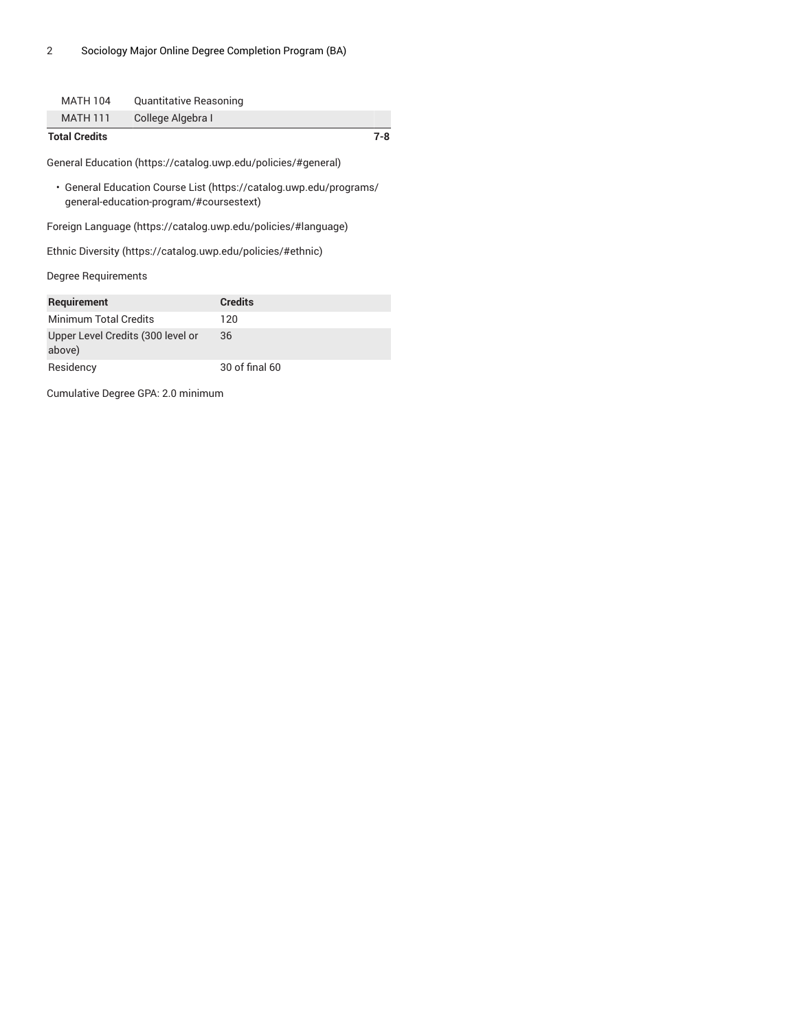| | | |
|---|---|---|
| MATH 104 | Quantitative Reasoning | |
| MATH 111 | College Algebra I | |
| **Total Credits** | | **7-8** |

General Education (https://catalog.uwp.edu/policies/#general)

- General Education Course List (https://catalog.uwp.edu/programs/general-education-program/#coursestext)

Foreign Language (https://catalog.uwp.edu/policies/#language)

Ethnic Diversity (https://catalog.uwp.edu/policies/#ethnic)

Degree Requirements

| Requirement | Credits |
|---|---|
| Minimum Total Credits | 120 |
| Upper Level Credits (300 level or above) | 36 |
| Residency | 30 of final 60 |

Cumulative Degree GPA: 2.0 minimum